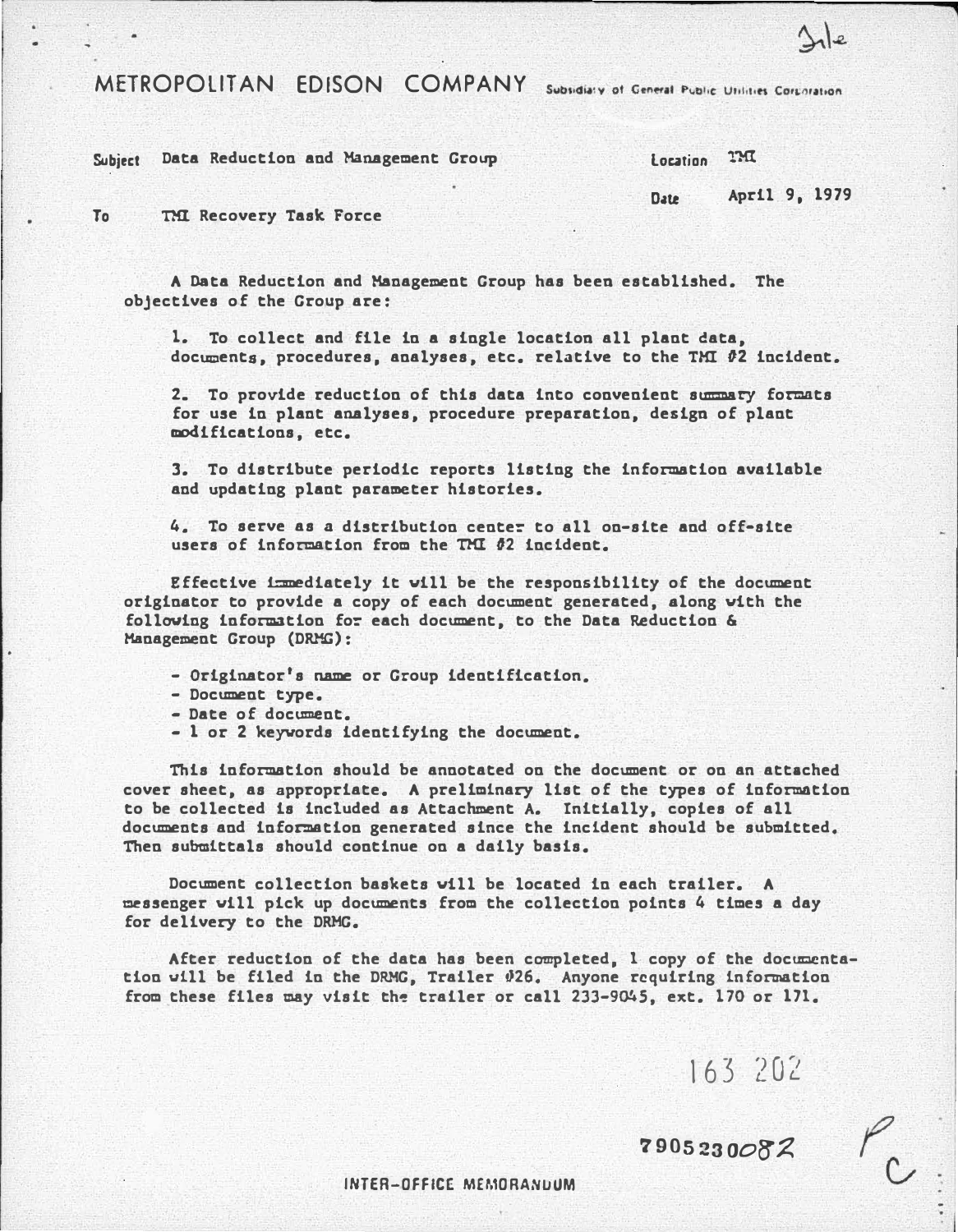# METROPOLITAN EDISON COMPANY

Subsidiary of General Public Utilities Corporation

**Subject** Data Reduction and Management Group

**Location** TMI

**Date** April 9, 1979

**To** TMI Recovery Task Force

A Data Reduction and Management Group has been established. The objectives of the Group are:

1. To collect and file in a single location all plant data, documents, procedures, analyses, etc. relative to the TMI #2 incident.

2. To provide reduction of this data into convenient summary formats for use in plant analyses, procedure preparation, design of plant modifications, etc.

3. To distribute periodic reports listing the information available and updating plant parameter histories.

4. To serve as a distribution center to all on-site and off-site users of information from the TMI #2 incident.

Effective immediately it will be the responsibility of the document originator to provide a copy of each document generated, along with the following information for each document, to the Data Reduction & Management Group (DRMG):

- Originator's name or Group identification.
- Document type.
- Date of document.
- 1 or 2 keywords identifying the document.

This information should be annotated on the document or on an attached cover sheet, as appropriate. A preliminary list of the types of information to be collected is included as Attachment A. Initially, copies of all documents and information generated since the incident should be submitted. Then submittals should continue on a daily basis.

Document collection baskets will be located in each trailer. A messenger will pick up documents from the collection points 4 times a day for delivery to the DRMG.

After reduction of the data has been completed, 1 copy of the documentation will be filed in the DRMG, Trailer #26. Anyone requiring information from these files may visit the trailer or call 233-9045, ext. 170 or 171.

163 202

7905230082

INTER-OFFICE MEMORANDUM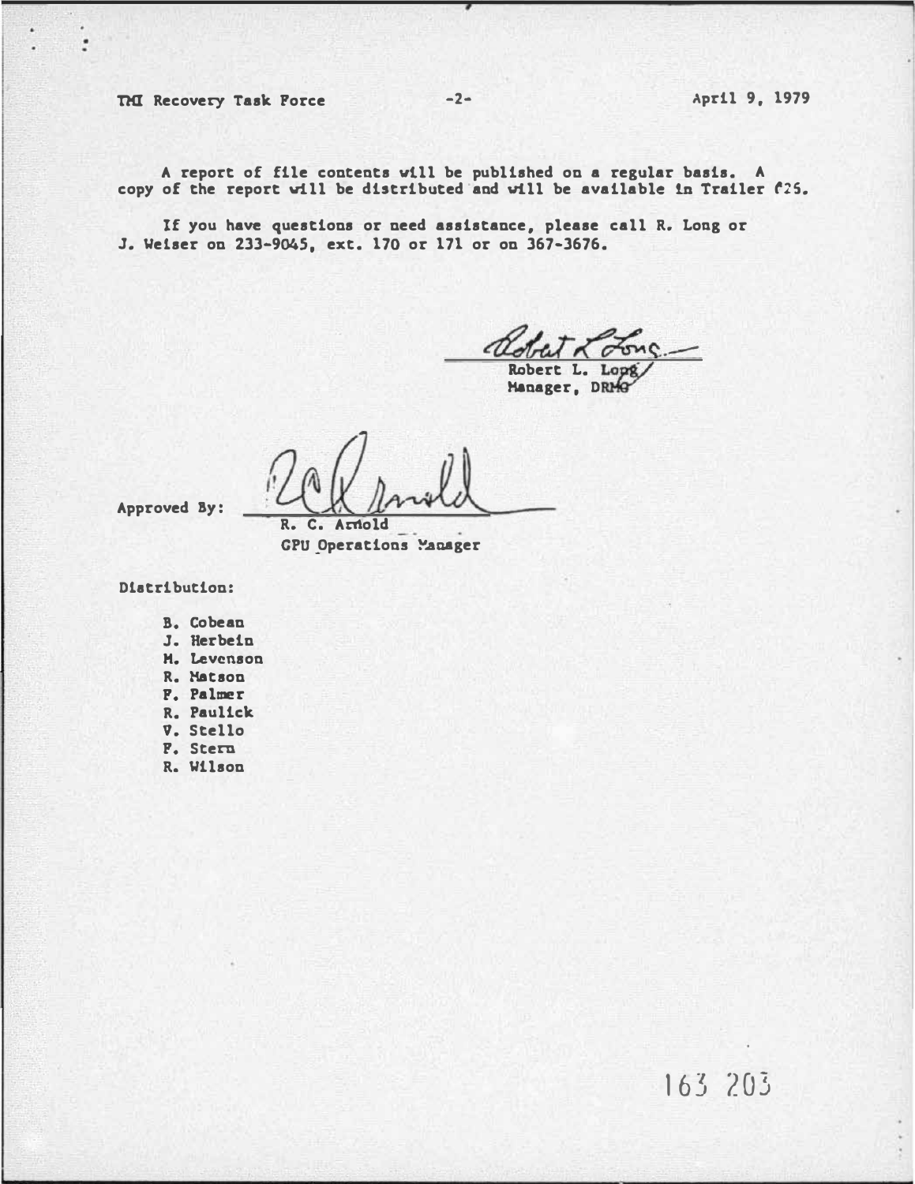A report of file contents will be published on a regular basis. A copy of the report will be distributed and will be available in Trailer #25.

If you have questions or need assistance, please call R. Long or J. Weiser on 233-9045, ext. 170 or 171 or on 367-3676.

Robert L. Long
Manager, DRMG

Approved By:

R. C. Arnold
GPU Operations Manager

Distribution:

- B. Cobean
- J. Herbein
- H. Levenson
- R. Matson
- F. Palmer
- R. Paulick
- V. Stello
- F. Stern
- R. Wilson

163 203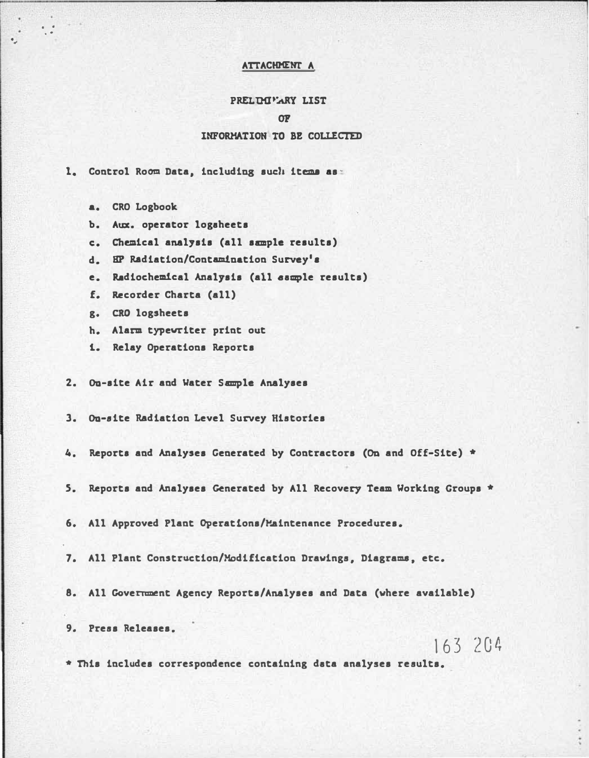# ATTACHMENT A

## PRELIMINARY LIST
## OF
## INFORMATION TO BE COLLECTED

1. Control Room Data, including such items as:

   a. CRO Logbook
   b. Aux. operator logsheets
   c. Chemical analysis (all sample results)
   d. HP Radiation/Contamination Survey's
   e. Radiochemical Analysis (all sample results)
   f. Recorder Charts (all)
   g. CRO logsheets
   h. Alarm typewriter print out
   i. Relay Operations Reports

2. On-site Air and Water Sample Analyses

3. On-site Radiation Level Survey Histories

4. Reports and Analyses Generated by Contractors (On and Off-Site) *

5. Reports and Analyses Generated by All Recovery Team Working Groups *

6. All Approved Plant Operations/Maintenance Procedures.

7. All Plant Construction/Modification Drawings, Diagrams, etc.

8. All Government Agency Reports/Analyses and Data (where available)

9. Press Releases.

163 204

* This includes correspondence containing data analyses results.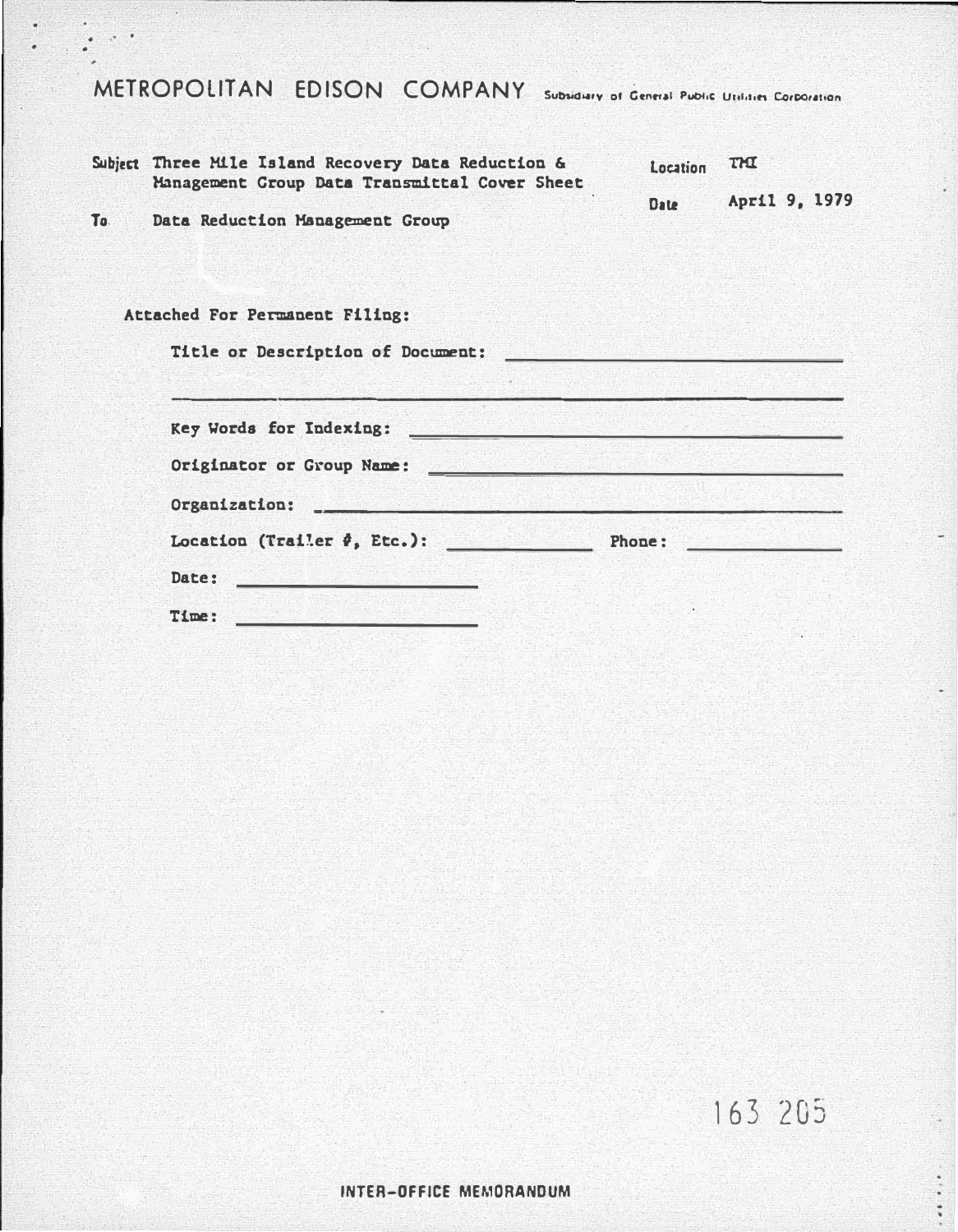# METROPOLITAN EDISON COMPANY Subsidiary of General Public Utilities Corporation

**Subject** Three Mile Island Recovery Data Reduction & Management Group Data Transmittal Cover Sheet

**Location** TMI

**Date** April 9, 1979

**To** Data Reduction Management Group

Attached For Permanent Filing:

Title or Description of Document: ______________________________

______________________________________________________________

Key Words for Indexing: ______________________________

Originator or Group Name: ______________________________

Organization: ______________________________

Location (Trailer #, Etc.): ______________ Phone: ______________

Date: ______________

Time: ______________

163 205

INTER-OFFICE MEMORANDUM